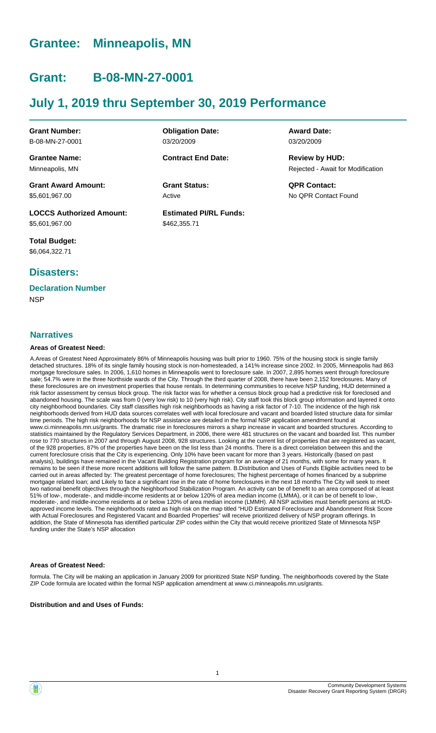# Grantee: Minneapolis, MN

# Grant: B-08-MN-27-0001

# July 1, 2019 thru September 30, 2019 Performance

| **Grant Number:** | **Obligation Date:** | **Award Date:** |
|---|---|---|
| B-08-MN-27-0001 | 03/20/2009 | 03/20/2009 |
| **Grantee Name:** | **Contract End Date:** | **Review by HUD:** |
| Minneapolis, MN | | Rejected - Await for Modification |
| **Grant Award Amount:** | **Grant Status:** | **QPR Contact:** |
| $5,601,967.00 | Active | No QPR Contact Found |
| **LOCCS Authorized Amount:** | **Estimated PI/RL Funds:** | |
| $5,601,967.00 | $462,355.71 | |

**Total Budget:**
$6,064,322.71

## Disasters:

### Declaration Number

NSP

## Narratives

#### Areas of Greatest Need:

A.Areas of Greatest Need Approximately 86% of Minneapolis housing was built prior to 1960. 75% of the housing stock is single family detached structures. 18% of its single family housing stock is non-homesteaded, a 141% increase since 2002. In 2005, Minneapolis had 863 mortgage foreclosure sales. In 2006, 1,610 homes in Minneapolis went to foreclosure sale. In 2007, 2,895 homes went through foreclosure sale; 54.7% were in the three Northside wards of the City. Through the third quarter of 2008, there have been 2,152 foreclosures. Many of these foreclosures are on investment properties that house rentals. In determining communities to receive NSP funding, HUD determined a risk factor assessment by census block group. The risk factor was for whether a census block group had a predictive risk for foreclosed and abandoned housing. The scale was from 0 (very low risk) to 10 (very high risk). City staff took this block group information and layered it onto city neighborhood boundaries. City staff classifies high risk neighborhoods as having a risk factor of 7-10. The incidence of the high risk neighborhoods derived from HUD data sources correlates well with local foreclosure and vacant and boarded listed structure data for similar time periods. The high risk neighborhoods for NSP assistance are detailed in the formal NSP application amendment found at www.ci.minneapolis.mn.us/grants. The dramatic rise in foreclosures mirrors a sharp increase in vacant and boarded structures. According to statistics maintained by the Regulatory Services Department, in 2006, there were 481 structures on the vacant and boarded list. This number rose to 770 structures in 2007 and through August 2008, 928 structures. Looking at the current list of properties that are registered as vacant, of the 928 properties, 87% of the properties have been on the list less than 24 months. There is a direct correlation between this and the current foreclosure crisis that the City is experiencing. Only 10% have been vacant for more than 3 years. Historically (based on past analysis), buildings have remained in the Vacant Building Registration program for an average of 21 months, with some for many years. It remains to be seen if these more recent additions will follow the same pattern. B.Distribution and Uses of Funds Eligible activities need to be carried out in areas affected by: The greatest percentage of home foreclosures; The highest percentage of homes financed by a subprime mortgage related loan; and Likely to face a significant rise in the rate of home foreclosures in the next 18 months The City will seek to meet two national benefit objectives through the Neighborhood Stabilization Program. An activity can be of benefit to an area composed of at least 51% of low-, moderate-, and middle-income residents at or below 120% of area median income (LMMA), or it can be of benefit to low-, moderate-, and middle-income residents at or below 120% of area median income (LMMH). All NSP activities must benefit persons at HUD-approved income levels. The neighborhoods rated as high risk on the map titled "HUD Estimated Foreclosure and Abandonment Risk Score with Actual Foreclosures and Registered Vacant and Boarded Properties" will receive prioritized delivery of NSP program offerings. In addition, the State of Minnesota has identified particular ZIP codes within the City that would receive prioritized State of Minnesota NSP funding under the State's NSP allocation

#### Areas of Greatest Need:

formula. The City will be making an application in January 2009 for prioritized State NSP funding. The neighborhoods covered by the State ZIP Code formula are located within the formal NSP application amendment at www.ci.minneapolis.mn.us/grants.

#### Distribution and and Uses of Funds: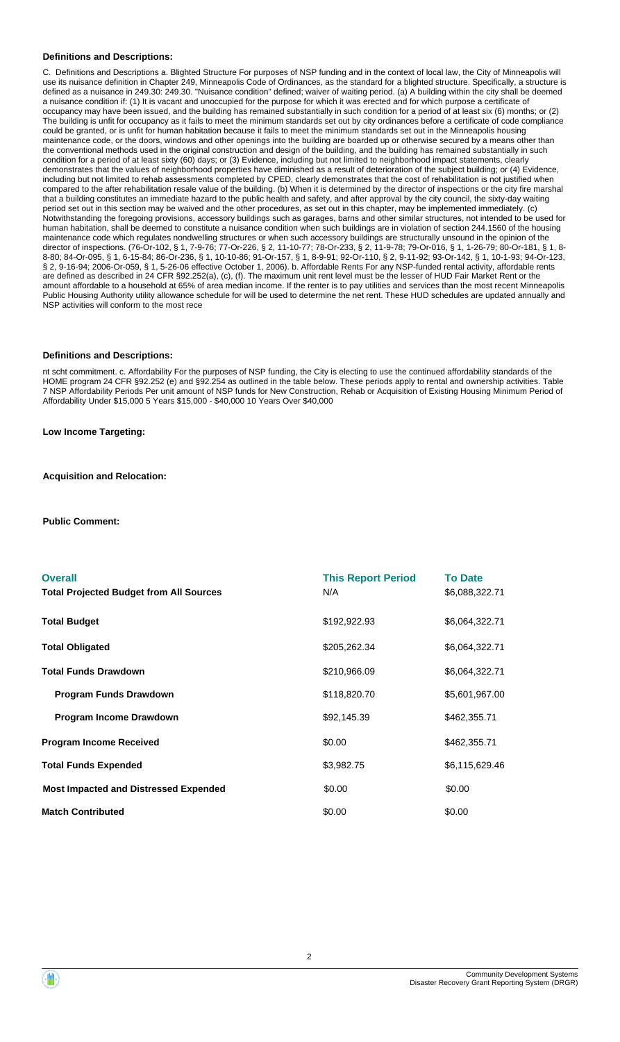**Definitions and Descriptions:**

C. Definitions and Descriptions a. Blighted Structure For purposes of NSP funding and in the context of local law, the City of Minneapolis will use its nuisance definition in Chapter 249, Minneapolis Code of Ordinances, as the standard for a blighted structure. Specifically, a structure is defined as a nuisance in 249.30: 249.30. "Nuisance condition" defined; waiver of waiting period. (a) A building within the city shall be deemed a nuisance condition if: (1) It is vacant and unoccupied for the purpose for which it was erected and for which purpose a certificate of occupancy may have been issued, and the building has remained substantially in such condition for a period of at least six (6) months; or (2) The building is unfit for occupancy as it fails to meet the minimum standards set out by city ordinances before a certificate of code compliance could be granted, or is unfit for human habitation because it fails to meet the minimum standards set out in the Minneapolis housing maintenance code, or the doors, windows and other openings into the building are boarded up or otherwise secured by a means other than the conventional methods used in the original construction and design of the building, and the building has remained substantially in such condition for a period of at least sixty (60) days; or (3) Evidence, including but not limited to neighborhood impact statements, clearly demonstrates that the values of neighborhood properties have diminished as a result of deterioration of the subject building; or (4) Evidence, including but not limited to rehab assessments completed by CPED, clearly demonstrates that the cost of rehabilitation is not justified when compared to the after rehabilitation resale value of the building. (b) When it is determined by the director of inspections or the city fire marshal that a building constitutes an immediate hazard to the public health and safety, and after approval by the city council, the sixty-day waiting period set out in this section may be waived and the other procedures, as set out in this chapter, may be implemented immediately. (c) Notwithstanding the foregoing provisions, accessory buildings such as garages, barns and other similar structures, not intended to be used for human habitation, shall be deemed to constitute a nuisance condition when such buildings are in violation of section 244.1560 of the housing maintenance code which regulates nondwelling structures or when such accessory buildings are structurally unsound in the opinion of the director of inspections. (76-Or-102, § 1, 7-9-76; 77-Or-226, § 2, 11-10-77; 78-Or-233, § 2, 11-9-78; 79-Or-016, § 1, 1-26-79; 80-Or-181, § 1, 8-8-80; 84-Or-095, § 1, 6-15-84; 86-Or-236, § 1, 10-10-86; 91-Or-157, § 1, 8-9-91; 92-Or-110, § 2, 9-11-92; 93-Or-142, § 1, 10-1-93; 94-Or-123, § 2, 9-16-94; 2006-Or-059, § 1, 5-26-06 effective October 1, 2006). b. Affordable Rents For any NSP-funded rental activity, affordable rents are defined as described in 24 CFR §92.252(a), (c), (f). The maximum unit rent level must be the lesser of HUD Fair Market Rent or the amount affordable to a household at 65% of area median income. If the renter is to pay utilities and services than the most recent Minneapolis Public Housing Authority utility allowance schedule for will be used to determine the net rent. These HUD schedules are updated annually and NSP activities will conform to the most rece

**Definitions and Descriptions:**

nt scht commitment. c. Affordability For the purposes of NSP funding, the City is electing to use the continued affordability standards of the HOME program 24 CFR §92.252 (e) and §92.254 as outlined in the table below. These periods apply to rental and ownership activities. Table 7 NSP Affordability Periods Per unit amount of NSP funds for New Construction, Rehab or Acquisition of Existing Housing Minimum Period of Affordability Under $15,000 5 Years $15,000 - $40,000 10 Years Over $40,000

**Low Income Targeting:**

**Acquisition and Relocation:**

**Public Comment:**

| **Overall** | **This Report Period** | **To Date** |
| --- | --- | --- |
| **Total Projected Budget from All Sources** | N/A | $6,088,322.71 |
| **Total Budget** | $192,922.93 | $6,064,322.71 |
| **Total Obligated** | $205,262.34 | $6,064,322.71 |
| **Total Funds Drawdown** | $210,966.09 | $6,064,322.71 |
| **Program Funds Drawdown** | $118,820.70 | $5,601,967.00 |
| **Program Income Drawdown** | $92,145.39 | $462,355.71 |
| **Program Income Received** | $0.00 | $462,355.71 |
| **Total Funds Expended** | $3,982.75 | $6,115,629.46 |
| **Most Impacted and Distressed Expended** | $0.00 | $0.00 |
| **Match Contributed** | $0.00 | $0.00 |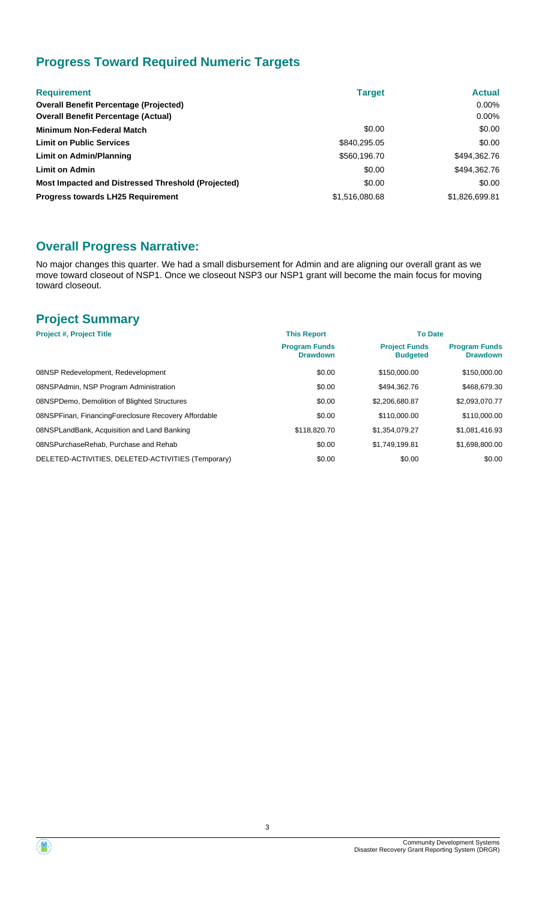## Progress Toward Required Numeric Targets

| Requirement | Target | Actual |
|---|---|---|
| **Overall Benefit Percentage (Projected)** | | 0.00% |
| **Overall Benefit Percentage (Actual)** | | 0.00% |
| **Minimum Non-Federal Match** | $0.00 | $0.00 |
| **Limit on Public Services** | $840,295.05 | $0.00 |
| **Limit on Admin/Planning** | $560,196.70 | $494,362.76 |
| **Limit on Admin** | $0.00 | $494,362.76 |
| **Most Impacted and Distressed Threshold (Projected)** | $0.00 | $0.00 |
| **Progress towards LH25 Requirement** | $1,516,080.68 | $1,826,699.81 |

## Overall Progress Narrative:

No major changes this quarter. We had a small disbursement for Admin and are aligning our overall grant as we move toward closeout of NSP1. Once we closeout NSP3 our NSP1 grant will become the main focus for moving toward closeout.

## Project Summary

| Project #, Project Title | This Report | To Date | |
|---|---|---|---|
| | Program Funds Drawdown | Project Funds Budgeted | Program Funds Drawdown |
| 08NSP Redevelopment, Redevelopment | $0.00 | $150,000.00 | $150,000.00 |
| 08NSPAdmin, NSP Program Administration | $0.00 | $494,362.76 | $468,679.30 |
| 08NSPDemo, Demolition of Blighted Structures | $0.00 | $2,206,680.87 | $2,093,070.77 |
| 08NSPFinan, FinancingForeclosure Recovery Affordable | $0.00 | $110,000.00 | $110,000.00 |
| 08NSPLandBank, Acquisition and Land Banking | $118,820.70 | $1,354,079.27 | $1,081,416.93 |
| 08NSPurchaseRehab, Purchase and Rehab | $0.00 | $1,749,199.81 | $1,698,800.00 |
| DELETED-ACTIVITIES, DELETED-ACTIVITIES (Temporary) | $0.00 | $0.00 | $0.00 |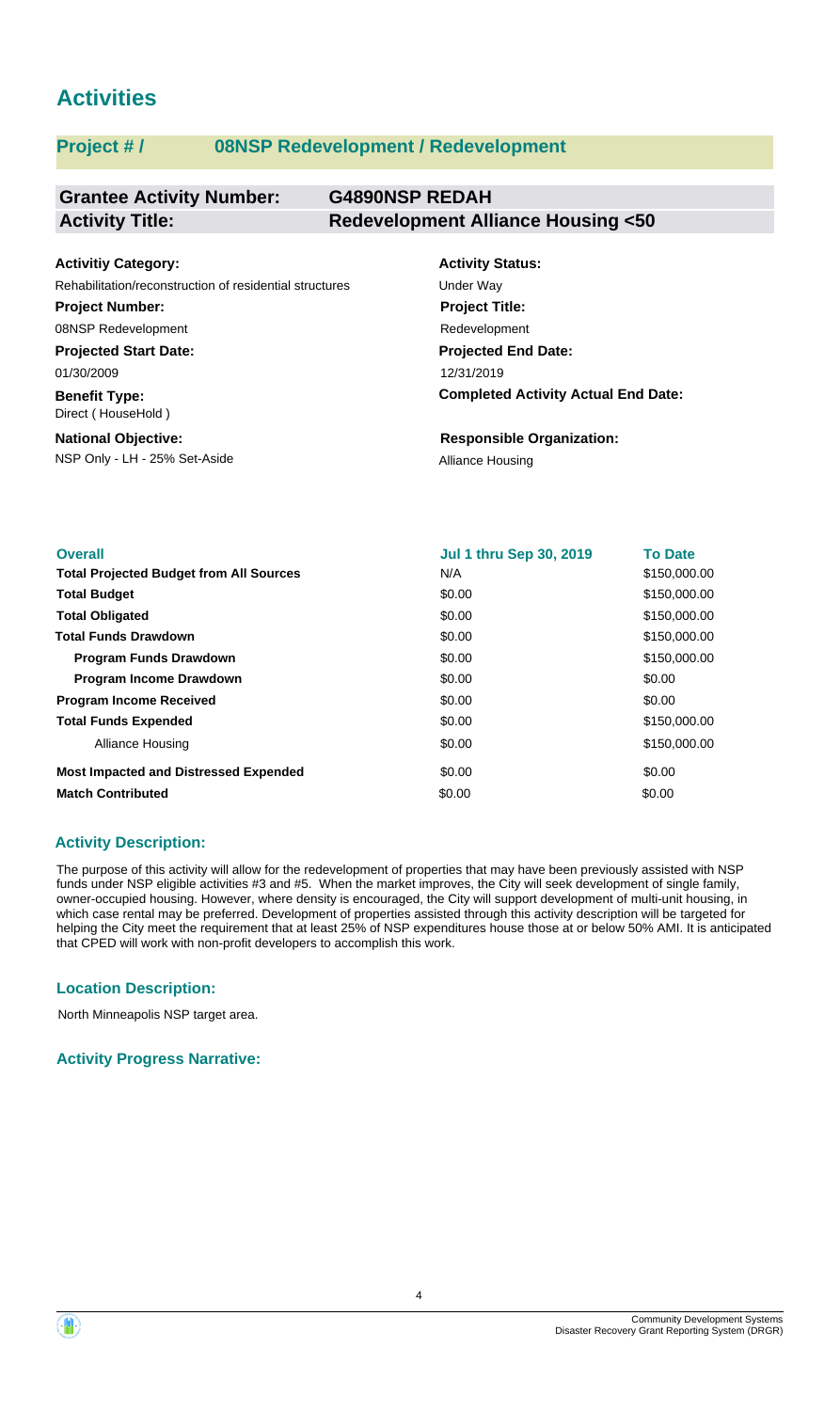# Activities

## Project # / 08NSP Redevelopment / Redevelopment

| **Grantee Activity Number:** | **G4890NSP REDAH** |
|---|---|
| **Activity Title:** | **Redevelopment Alliance Housing <50** |

**Activitiy Category:**
Rehabilitation/reconstruction of residential structures

**Activity Status:**
Under Way

**Project Number:**
08NSP Redevelopment

**Project Title:**
Redevelopment

**Projected Start Date:**
01/30/2009

**Projected End Date:**
12/31/2019

**Benefit Type:**
Direct ( HouseHold )

**Completed Activity Actual End Date:**

**National Objective:**
NSP Only - LH - 25% Set-Aside

**Responsible Organization:**
Alliance Housing

| **Overall** | **Jul 1 thru Sep 30, 2019** | **To Date** |
|---|---|---|
| **Total Projected Budget from All Sources** | N/A | $150,000.00 |
| **Total Budget** | $0.00 | $150,000.00 |
| **Total Obligated** | $0.00 | $150,000.00 |
| **Total Funds Drawdown** | $0.00 | $150,000.00 |
| **Program Funds Drawdown** | $0.00 | $150,000.00 |
| **Program Income Drawdown** | $0.00 | $0.00 |
| **Program Income Received** | $0.00 | $0.00 |
| **Total Funds Expended** | $0.00 | $150,000.00 |
| Alliance Housing | $0.00 | $150,000.00 |
| **Most Impacted and Distressed Expended** | $0.00 | $0.00 |
| **Match Contributed** | $0.00 | $0.00 |

### Activity Description:

The purpose of this activity will allow for the redevelopment of properties that may have been previously assisted with NSP funds under NSP eligible activities #3 and #5. When the market improves, the City will seek development of single family, owner-occupied housing. However, where density is encouraged, the City will support development of multi-unit housing, in which case rental may be preferred. Development of properties assisted through this activity description will be targeted for helping the City meet the requirement that at least 25% of NSP expenditures house those at or below 50% AMI. It is anticipated that CPED will work with non-profit developers to accomplish this work.

### Location Description:

North Minneapolis NSP target area.

### Activity Progress Narrative: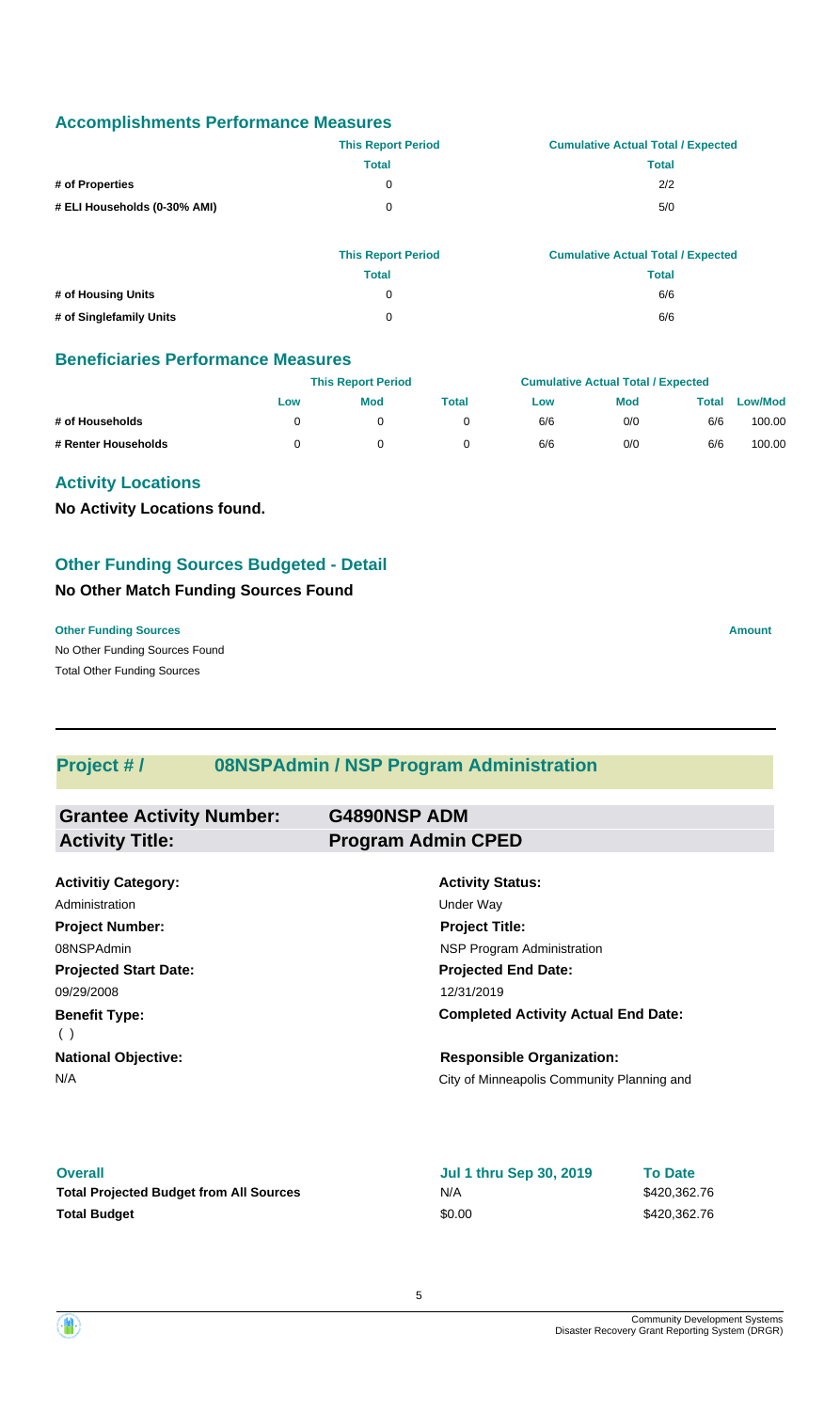## Accomplishments Performance Measures

| | This Report Period | Cumulative Actual Total / Expected |
|---|---|---|
| | Total | Total |
| # of Properties | 0 | 2/2 |
| # ELI Households (0-30% AMI) | 0 | 5/0 |

| | This Report Period | Cumulative Actual Total / Expected |
|---|---|---|
| | Total | Total |
| # of Housing Units | 0 | 6/6 |
| # of Singlefamily Units | 0 | 6/6 |

## Beneficiaries Performance Measures

| | This Report Period | | | Cumulative Actual Total / Expected | | | |
|---|---|---|---|---|---|---|---|
| | Low | Mod | Total | Low | Mod | Total | Low/Mod |
| # of Households | 0 | 0 | 0 | 6/6 | 0/0 | 6/6 | 100.00 |
| # Renter Households | 0 | 0 | 0 | 6/6 | 0/0 | 6/6 | 100.00 |

## Activity Locations

**No Activity Locations found.**

## Other Funding Sources Budgeted - Detail

### No Other Match Funding Sources Found

| Other Funding Sources | Amount |
|---|---|
| No Other Funding Sources Found | |
| Total Other Funding Sources | |

---

## Project # / 08NSPAdmin / NSP Program Administration

| | |
|---|---|
| **Grantee Activity Number:** | **G4890NSP ADM** |
| **Activity Title:** | **Program Admin CPED** |

**Activitiy Category:**
Administration

**Activity Status:**
Under Way

**Project Number:**
08NSPAdmin

**Project Title:**
NSP Program Administration

**Projected Start Date:**
09/29/2008

**Projected End Date:**
12/31/2019

**Benefit Type:**
( )

**Completed Activity Actual End Date:**

**National Objective:**
N/A

**Responsible Organization:**
City of Minneapolis Community Planning and

| Overall | Jul 1 thru Sep 30, 2019 | To Date |
|---|---|---|
| Total Projected Budget from All Sources | N/A | $420,362.76 |
| Total Budget | $0.00 | $420,362.76 |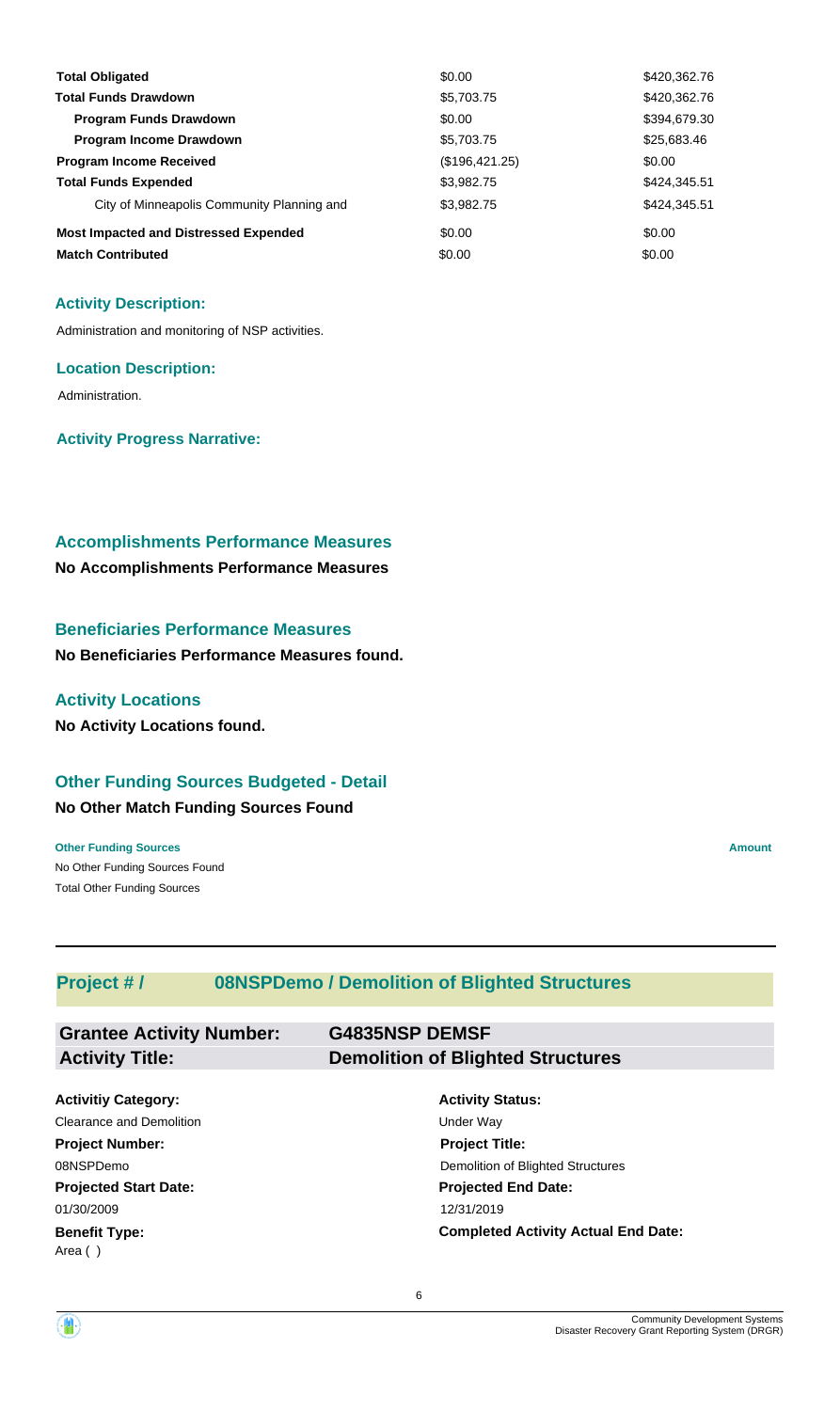| | | |
|---|---|---|
| **Total Obligated** | $0.00 | $420,362.76 |
| **Total Funds Drawdown** | $5,703.75 | $420,362.76 |
| **Program Funds Drawdown** | $0.00 | $394,679.30 |
| **Program Income Drawdown** | $5,703.75 | $25,683.46 |
| **Program Income Received** | ($196,421.25) | $0.00 |
| **Total Funds Expended** | $3,982.75 | $424,345.51 |
| City of Minneapolis Community Planning and | $3,982.75 | $424,345.51 |
| **Most Impacted and Distressed Expended** | $0.00 | $0.00 |
| **Match Contributed** | $0.00 | $0.00 |

### Activity Description:

Administration and monitoring of NSP activities.

### Location Description:

Administration.

### Activity Progress Narrative:

## Accomplishments Performance Measures

**No Accomplishments Performance Measures**

## Beneficiaries Performance Measures

**No Beneficiaries Performance Measures found.**

## Activity Locations

**No Activity Locations found.**

## Other Funding Sources Budgeted - Detail

**No Other Match Funding Sources Found**

| **Other Funding Sources** | **Amount** |
|---|---|
| No Other Funding Sources Found | |
| Total Other Funding Sources | |

---

## Project # / 08NSPDemo / Demolition of Blighted Structures

**Grantee Activity Number:** G4835NSP DEMSF
**Activity Title:** Demolition of Blighted Structures

| | |
|---|---|
| **Activitiy Category:** | **Activity Status:** |
| Clearance and Demolition | Under Way |
| **Project Number:** | **Project Title:** |
| 08NSPDemo | Demolition of Blighted Structures |
| **Projected Start Date:** | **Projected End Date:** |
| 01/30/2009 | 12/31/2019 |
| **Benefit Type:** | **Completed Activity Actual End Date:** |
| Area ( ) | |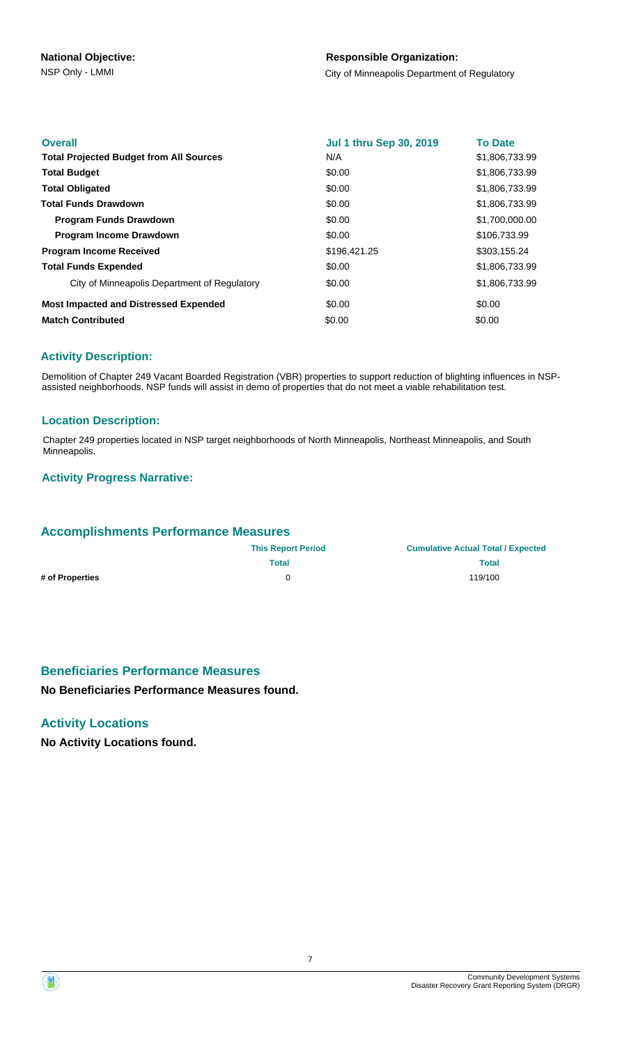**National Objective:**
NSP Only - LMMI

**Responsible Organization:**
City of Minneapolis Department of Regulatory

| **Overall** | **Jul 1 thru Sep 30, 2019** | **To Date** |
|---|---|---|
| **Total Projected Budget from All Sources** | N/A | $1,806,733.99 |
| **Total Budget** | $0.00 | $1,806,733.99 |
| **Total Obligated** | $0.00 | $1,806,733.99 |
| **Total Funds Drawdown** | $0.00 | $1,806,733.99 |
| **Program Funds Drawdown** | $0.00 | $1,700,000.00 |
| **Program Income Drawdown** | $0.00 | $106,733.99 |
| **Program Income Received** | $196,421.25 | $303,155.24 |
| **Total Funds Expended** | $0.00 | $1,806,733.99 |
| City of Minneapolis Department of Regulatory | $0.00 | $1,806,733.99 |
| **Most Impacted and Distressed Expended** | $0.00 | $0.00 |
| **Match Contributed** | $0.00 | $0.00 |

### Activity Description:

Demolition of Chapter 249 Vacant Boarded Registration (VBR) properties to support reduction of blighting influences in NSP-assisted neighborhoods. NSP funds will assist in demo of properties that do not meet a viable rehabilitation test.

### Location Description:

Chapter 249 properties located in NSP target neighborhoods of North Minneapolis, Northeast Minneapolis, and South Minneapolis.

### Activity Progress Narrative:

## Accomplishments Performance Measures

| | This Report Period | Cumulative Actual Total / Expected |
|---|---|---|
| | Total | Total |
| **# of Properties** | 0 | 119/100 |

## Beneficiaries Performance Measures

**No Beneficiaries Performance Measures found.**

## Activity Locations

**No Activity Locations found.**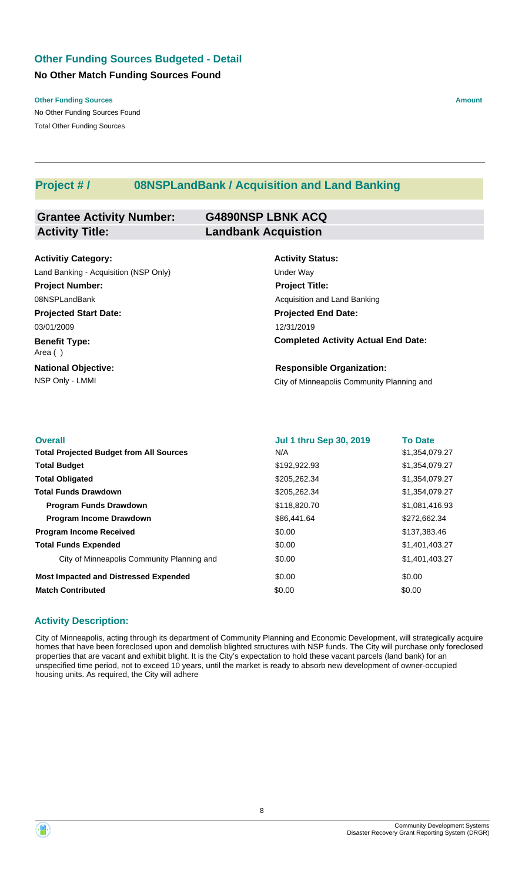## Other Funding Sources Budgeted - Detail

### No Other Match Funding Sources Found

| Other Funding Sources | Amount |
| --- | --- |
| No Other Funding Sources Found | |
| Total Other Funding Sources | |

---

## Project # / 08NSPLandBank / Acquisition and Land Banking

**Grantee Activity Number:** G4890NSP LBNK ACQ
**Activity Title:** Landbank Acquistion

**Activitiy Category:**
Land Banking - Acquisition (NSP Only)

**Activity Status:**
Under Way

**Project Number:**
08NSPLandBank

**Project Title:**
Acquisition and Land Banking

**Projected Start Date:**
03/01/2009

**Projected End Date:**
12/31/2019

**Benefit Type:**
Area ( )

**Completed Activity Actual End Date:**

**National Objective:**
NSP Only - LMMI

**Responsible Organization:**
City of Minneapolis Community Planning and

| Overall | Jul 1 thru Sep 30, 2019 | To Date |
| --- | --- | --- |
| **Total Projected Budget from All Sources** | N/A | $1,354,079.27 |
| **Total Budget** | $192,922.93 | $1,354,079.27 |
| **Total Obligated** | $205,262.34 | $1,354,079.27 |
| **Total Funds Drawdown** | $205,262.34 | $1,354,079.27 |
| **Program Funds Drawdown** | $118,820.70 | $1,081,416.93 |
| **Program Income Drawdown** | $86,441.64 | $272,662.34 |
| **Program Income Received** | $0.00 | $137,383.46 |
| **Total Funds Expended** | $0.00 | $1,401,403.27 |
| City of Minneapolis Community Planning and | $0.00 | $1,401,403.27 |
| **Most Impacted and Distressed Expended** | $0.00 | $0.00 |
| **Match Contributed** | $0.00 | $0.00 |

### Activity Description:

City of Minneapolis, acting through its department of Community Planning and Economic Development, will strategically acquire homes that have been foreclosed upon and demolish blighted structures with NSP funds. The City will purchase only foreclosed properties that are vacant and exhibit blight. It is the City's expectation to hold these vacant parcels (land bank) for an unspecified time period, not to exceed 10 years, until the market is ready to absorb new development of owner-occupied housing units. As required, the City will adhere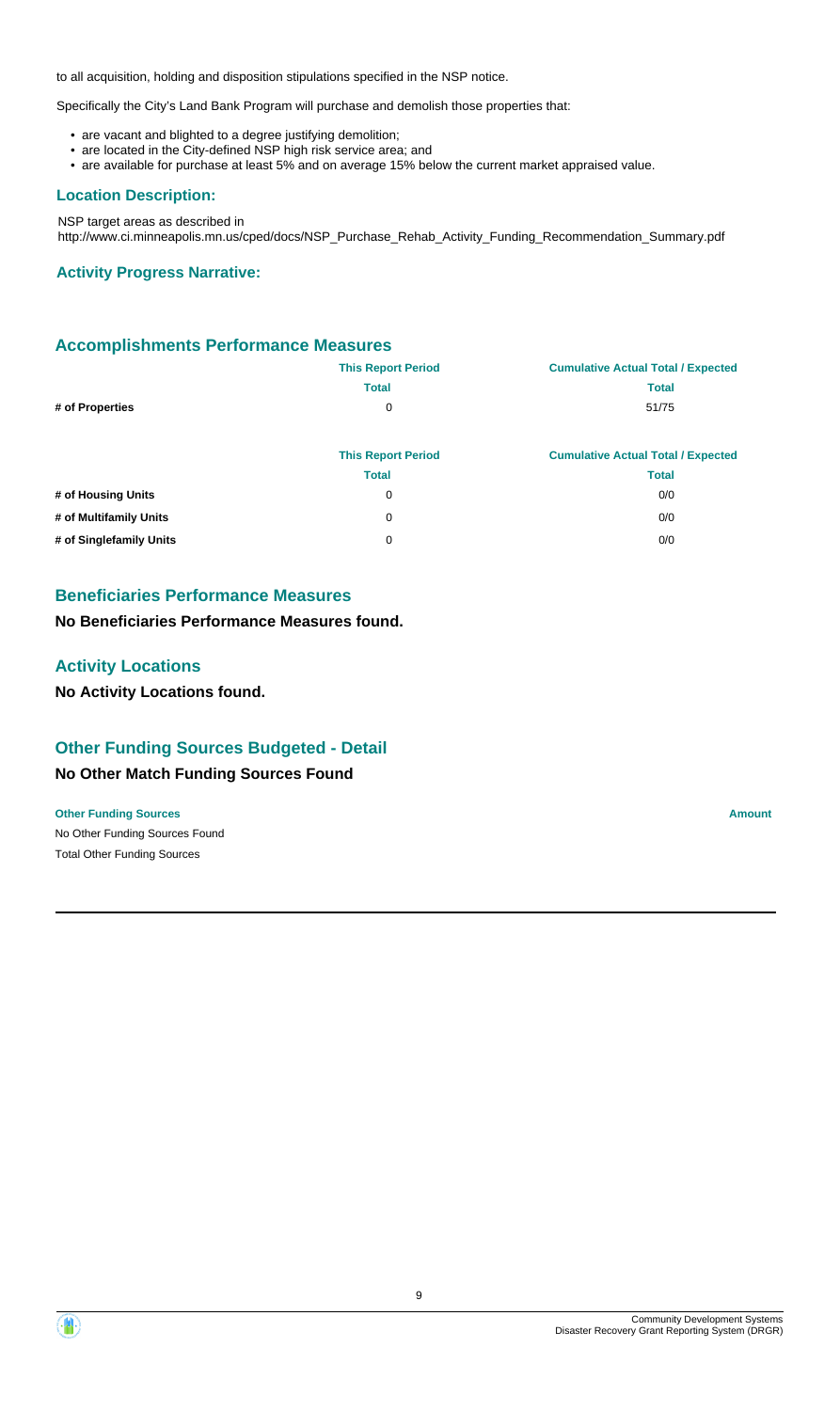to all acquisition, holding and disposition stipulations specified in the NSP notice.

Specifically the City's Land Bank Program will purchase and demolish those properties that:

- are vacant and blighted to a degree justifying demolition;
- are located in the City-defined NSP high risk service area; and
- are available for purchase at least 5% and on average 15% below the current market appraised value.

### Location Description:

NSP target areas as described in http://www.ci.minneapolis.mn.us/cped/docs/NSP_Purchase_Rehab_Activity_Funding_Recommendation_Summary.pdf

### Activity Progress Narrative:

## Accomplishments Performance Measures

| | This Report Period | Cumulative Actual Total / Expected |
|---|---|---|
| | Total | Total |
| # of Properties | 0 | 51/75 |

| | This Report Period | Cumulative Actual Total / Expected |
|---|---|---|
| | Total | Total |
| # of Housing Units | 0 | 0/0 |
| # of Multifamily Units | 0 | 0/0 |
| # of Singlefamily Units | 0 | 0/0 |

## Beneficiaries Performance Measures

**No Beneficiaries Performance Measures found.**

## Activity Locations

**No Activity Locations found.**

## Other Funding Sources Budgeted - Detail

### No Other Match Funding Sources Found

| Other Funding Sources | Amount |
|---|---|
| No Other Funding Sources Found | |
| Total Other Funding Sources | |